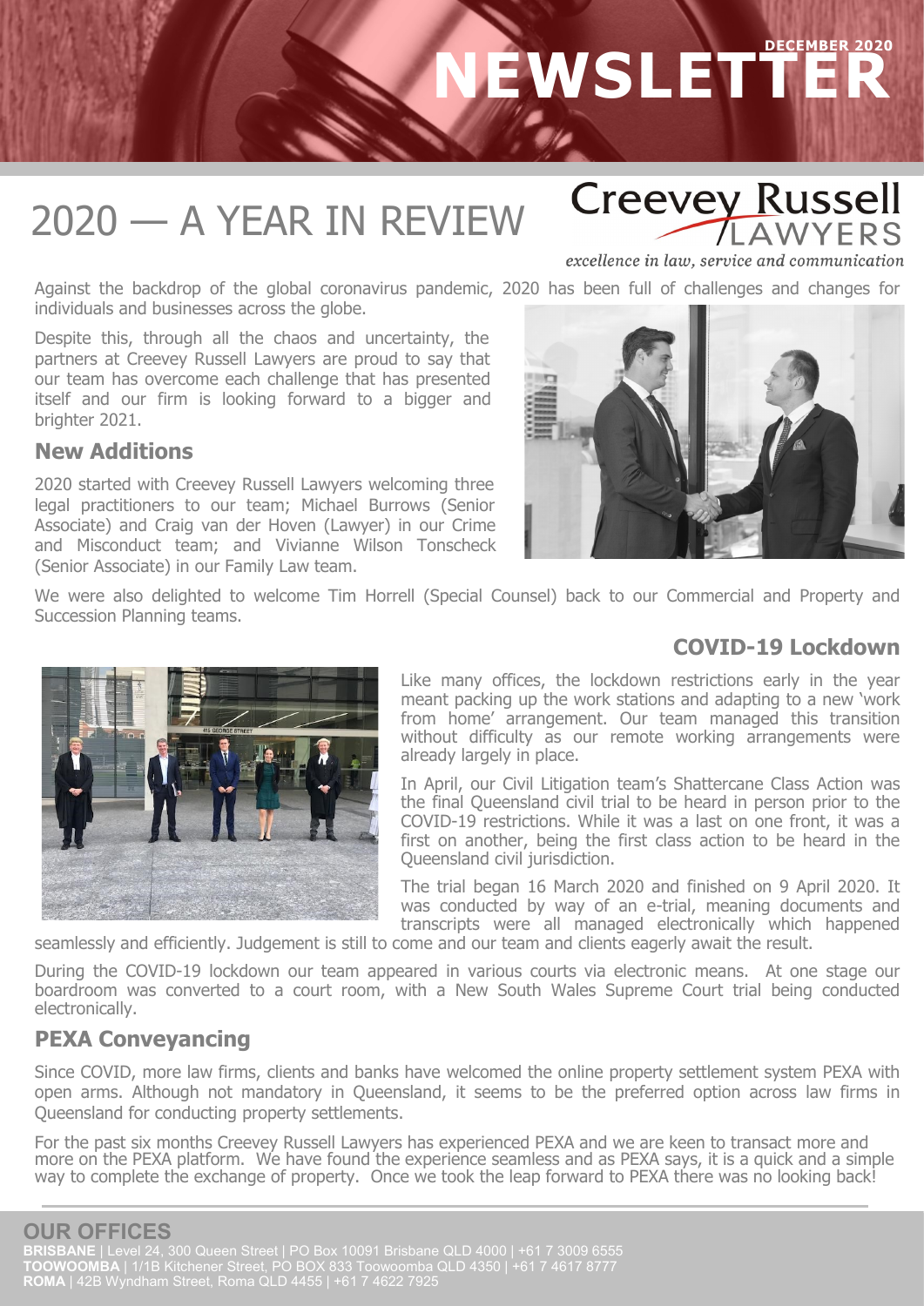# NEWSLETTER

DECEMBER 2020

## 2020 — A YEAR IN REVIEW

Creevey Russell LAWYERS

*excellence in law, service and communication*

Against the backdrop of the global coronavirus pandemic, 2020 has been full of challenges and changes for individuals and businesses across the globe.

Despite this, through all the chaos and uncertainty, the partners at Creevey Russell Lawyers are proud to say that our team has overcome each challenge that has presented itself and our firm is looking forward to a bigger and brighter 2021.

### New Additions

2020 started with Creevey Russell Lawyers welcoming three legal practitioners to our team; Michael Burrows (Senior Associate) and Craig van der Hoven (Lawyer) in our Crime and Misconduct team; and Vivianne Wilson Tonscheck (Senior Associate) in our Family Law team.

We were also delighted to welcome Tim Horrell (Special Counsel) back to our Commercial and Property and Succession Planning teams.

### COVID-19 Lockdown

Like many offices, the lockdown restrictions early in the year meant packing up the work stations and adapting to a new 'work from home' arrangement. Our team managed this transition without difficulty as our remote working arrangements were already largely in place.

In April, our Civil Litigation team's Shattercane Class Action was the final Queensland civil trial to be heard in person prior to the COVID-19 restrictions. While it was a last on one front, it was a first on another, being the first class action to be heard in the Queensland civil jurisdiction.

The trial began 16 March 2020 and finished on 9 April 2020. It was conducted by way of an e-trial, meaning documents and transcripts were all managed electronically which happened seamlessly and efficiently. Judgement is still to come and our team and clients eagerly await the result.

During the COVID-19 lockdown our team appeared in various courts via electronic means. At one stage our boardroom was converted to a court room, with a New South Wales Supreme Court trial being conducted electronically.

### PEXA Conveyancing

Since COVID, more law firms, clients and banks have welcomed the online property settlement system PEXA with open arms. Although not mandatory in Queensland, it seems to be the preferred option across law firms in Queensland for conducting property settlements.

For the past six months Creevey Russell Lawyers has experienced PEXA and we are keen to transact more and more on the PEXA platform. We have found the experience seamless and as PEXA says, it is a quick and a simple way to complete the exchange of property. Once we took the leap forward to PEXA there was no looking back!

### OUR OFFICES

**BRISBANE** | Level 24, 300 Queen Street | PO Box 10091 Brisbane QLD 4000 | +61 7 3009 6555
**TOOWOOMBA** | 1/1B Kitchener Street, PO BOX 833 Toowoomba QLD 4350 | +61 7 4617 8777
**ROMA** | 42B Wyndham Street, Roma QLD 4455 | +61 7 4622 7925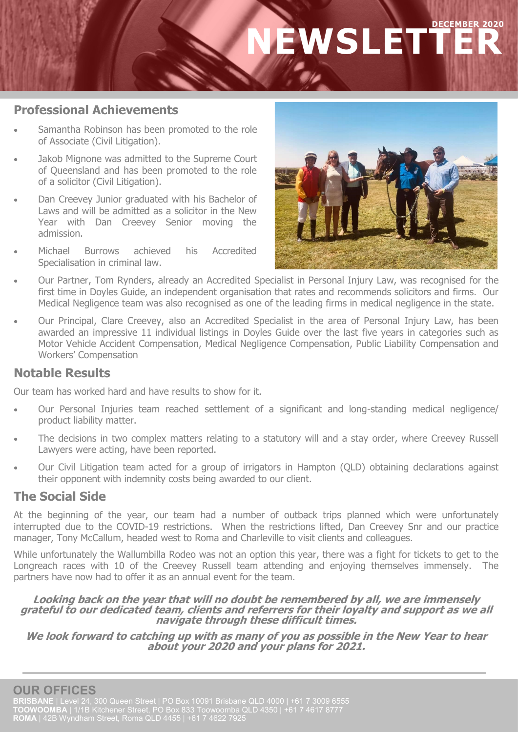# NEWSLETTER

DECEMBER 2020

## Professional Achievements

- Samantha Robinson has been promoted to the role of Associate (Civil Litigation).
- Jakob Mignone was admitted to the Supreme Court of Queensland and has been promoted to the role of a solicitor (Civil Litigation).
- Dan Creevey Junior graduated with his Bachelor of Laws and will be admitted as a solicitor in the New Year with Dan Creevey Senior moving the admission.
- Michael Burrows achieved his Accredited Specialisation in criminal law.
- Our Partner, Tom Rynders, already an Accredited Specialist in Personal Injury Law, was recognised for the first time in Doyles Guide, an independent organisation that rates and recommends solicitors and firms. Our Medical Negligence team was also recognised as one of the leading firms in medical negligence in the state.
- Our Principal, Clare Creevey, also an Accredited Specialist in the area of Personal Injury Law, has been awarded an impressive 11 individual listings in Doyles Guide over the last five years in categories such as Motor Vehicle Accident Compensation, Medical Negligence Compensation, Public Liability Compensation and Workers' Compensation

## Notable Results

Our team has worked hard and have results to show for it.

- Our Personal Injuries team reached settlement of a significant and long-standing medical negligence/ product liability matter.
- The decisions in two complex matters relating to a statutory will and a stay order, where Creevey Russell Lawyers were acting, have been reported.
- Our Civil Litigation team acted for a group of irrigators in Hampton (QLD) obtaining declarations against their opponent with indemnity costs being awarded to our client.

## The Social Side

At the beginning of the year, our team had a number of outback trips planned which were unfortunately interrupted due to the COVID-19 restrictions. When the restrictions lifted, Dan Creevey Snr and our practice manager, Tony McCallum, headed west to Roma and Charleville to visit clients and colleagues.

While unfortunately the Wallumbilla Rodeo was not an option this year, there was a fight for tickets to get to the Longreach races with 10 of the Creevey Russell team attending and enjoying themselves immensely. The partners have now had to offer it as an annual event for the team.

***Looking back on the year that will no doubt be remembered by all, we are immensely grateful to our dedicated team, clients and referrers for their loyalty and support as we all navigate through these difficult times.***

***We look forward to catching up with as many of you as possible in the New Year to hear about your 2020 and your plans for 2021.***

## OUR OFFICES

**BRISBANE** | Level 24, 300 Queen Street | PO Box 10091 Brisbane QLD 4000 | +61 7 3009 6555
**TOOWOOMBA** | 1/1B Kitchener Street, PO Box 833 Toowoomba QLD 4350 | +61 7 4617 8777
**ROMA** | 42B Wyndham Street, Roma QLD 4455 | +61 7 4622 7925